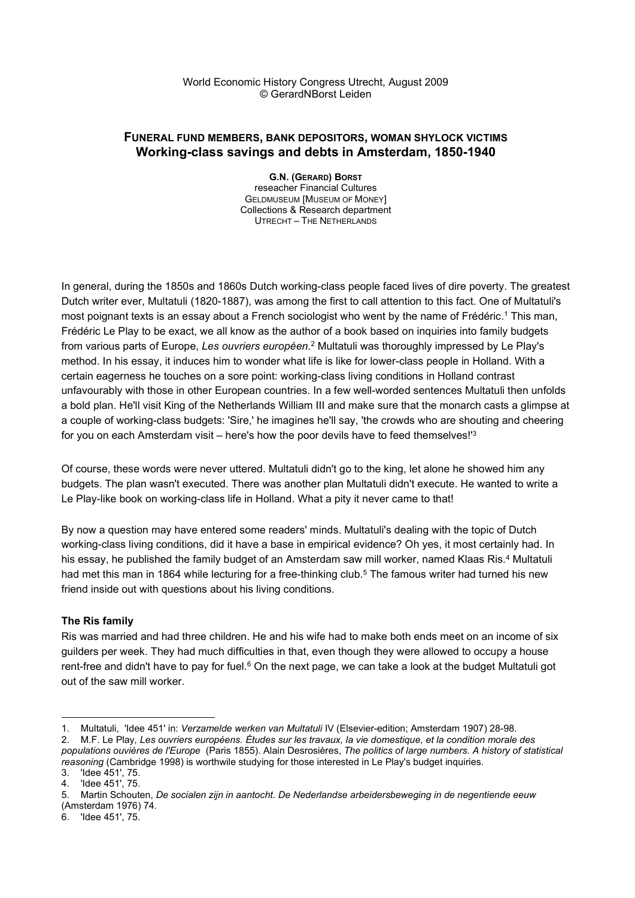World Economic History Congress Utrecht, August 2009
© GerardNBorst Leiden

# FUNERAL FUND MEMBERS, BANK DEPOSITORS, WOMAN SHYLOCK VICTIMS
## Working-class savings and debts in Amsterdam, 1850-1940

**G.N. (GERARD) BORST**
reseacher Financial Cultures
GELDMUSEUM [MUSEUM OF MONEY]
Collections & Research department
UTRECHT – THE NETHERLANDS

In general, during the 1850s and 1860s Dutch working-class people faced lives of dire poverty. The greatest Dutch writer ever, Multatuli (1820-1887), was among the first to call attention to this fact. One of Multatuli's most poignant texts is an essay about a French sociologist who went by the name of Frédéric.[1] This man, Frédéric Le Play to be exact, we all know as the author of a book based on inquiries into family budgets from various parts of Europe, *Les ouvriers européen*.[2] Multatuli was thoroughly impressed by Le Play's method. In his essay, it induces him to wonder what life is like for lower-class people in Holland. With a certain eagerness he touches on a sore point: working-class living conditions in Holland contrast unfavourably with those in other European countries. In a few well-worded sentences Multatuli then unfolds a bold plan. He'll visit King of the Netherlands William III and make sure that the monarch casts a glimpse at a couple of working-class budgets: 'Sire,' he imagines he'll say, 'the crowds who are shouting and cheering for you on each Amsterdam visit – here's how the poor devils have to feed themselves!'[3]

Of course, these words were never uttered. Multatuli didn't go to the king, let alone he showed him any budgets. The plan wasn't executed. There was another plan Multatuli didn't execute. He wanted to write a Le Play-like book on working-class life in Holland. What a pity it never came to that!

By now a question may have entered some readers' minds. Multatuli's dealing with the topic of Dutch working-class living conditions, did it have a base in empirical evidence? Oh yes, it most certainly had. In his essay, he published the family budget of an Amsterdam saw mill worker, named Klaas Ris.[4] Multatuli had met this man in 1864 while lecturing for a free-thinking club.[5] The famous writer had turned his new friend inside out with questions about his living conditions.

### The Ris family

Ris was married and had three children. He and his wife had to make both ends meet on an income of six guilders per week. They had much difficulties in that, even though they were allowed to occupy a house rent-free and didn't have to pay for fuel.[6] On the next page, we can take a look at the budget Multatuli got out of the saw mill worker.

---

1. Multatuli, 'Idee 451' in: *Verzamelde werken van Multatuli* IV (Elsevier-edition; Amsterdam 1907) 28-98.
2. M.F. Le Play, *Les ouvriers européens. Études sur les travaux, la vie domestique, et la condition morale des populations ouvières de l'Europe* (Paris 1855). Alain Desrosières, *The politics of large numbers. A history of statistical reasoning* (Cambridge 1998) is worthwile studying for those interested in Le Play's budget inquiries.
3. 'Idee 451', 75.
4. 'Idee 451', 75.
5. Martin Schouten, *De socialen zijn in aantocht. De Nederlandse arbeidersbeweging in de negentiende eeuw* (Amsterdam 1976) 74.
6. 'Idee 451', 75.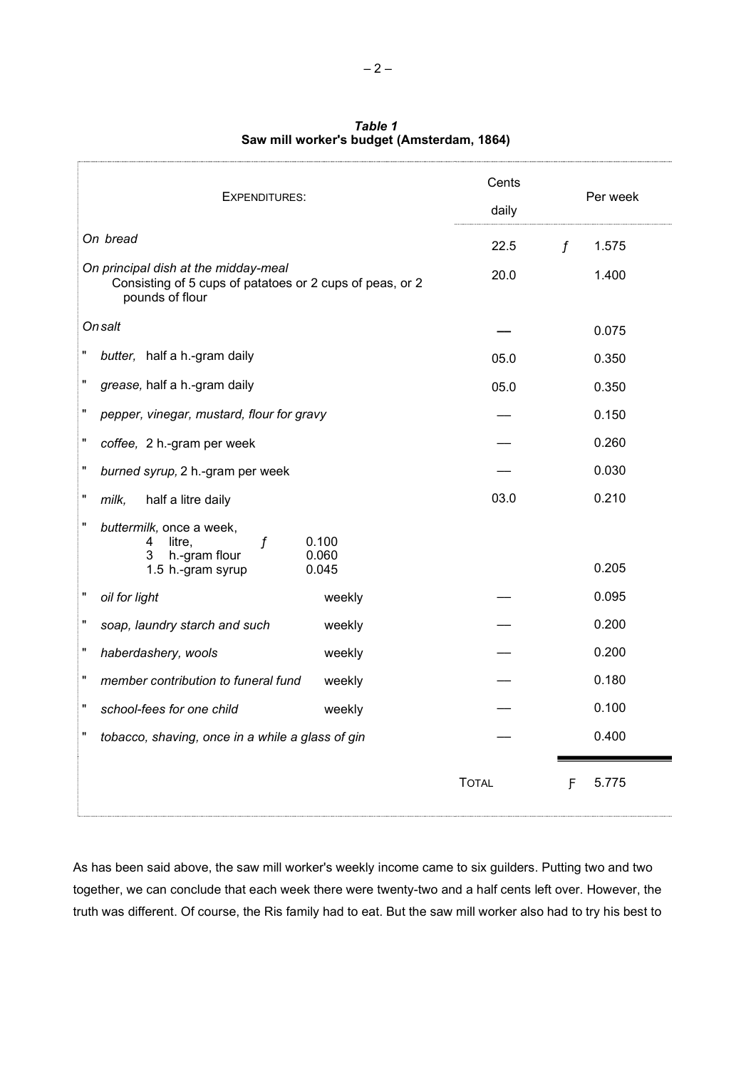***Table 1***
**Saw mill worker's budget (Amsterdam, 1864)**

| EXPENDITURES: | | Cents daily | Per week |
|---|---|---|---|
| *On bread* | | 22.5 | *f* 1.575 |
| *On principal dish at the midday-meal* Consisting of 5 cups of patatoes or 2 cups of peas, or 2 pounds of flour | | 20.0 | 1.400 |
| *On salt* | | — | 0.075 |
| " *butter,* half a h.-gram daily | | 05.0 | 0.350 |
| " *grease,* half a h.-gram daily | | 05.0 | 0.350 |
| " *pepper, vinegar, mustard, flour for gravy* | | — | 0.150 |
| " *coffee,* 2 h.-gram per week | | — | 0.260 |
| " *burned syrup,* 2 h.-gram per week | | — | 0.030 |
| " *milk,* half a litre daily | | 03.0 | 0.210 |
| " *buttermilk,* once a week, 4 litre, *f* 0.100; 3 h.-gram flour 0.060; 1.5 h.-gram syrup 0.045 | | | 0.205 |
| " *oil for light* | weekly | — | 0.095 |
| " *soap, laundry starch and such* | weekly | — | 0.200 |
| " *haberdashery, wools* | weekly | — | 0.200 |
| " *member contribution to funeral fund* | weekly | — | 0.180 |
| " *school-fees for one child* | weekly | — | 0.100 |
| " *tobacco, shaving, once in a while a glass of gin* | | — | 0.400 |
| | | TOTAL | F 5.775 |

As has been said above, the saw mill worker's weekly income came to six guilders. Putting two and two together, we can conclude that each week there were twenty-two and a half cents left over. However, the truth was different. Of course, the Ris family had to eat. But the saw mill worker also had to try his best to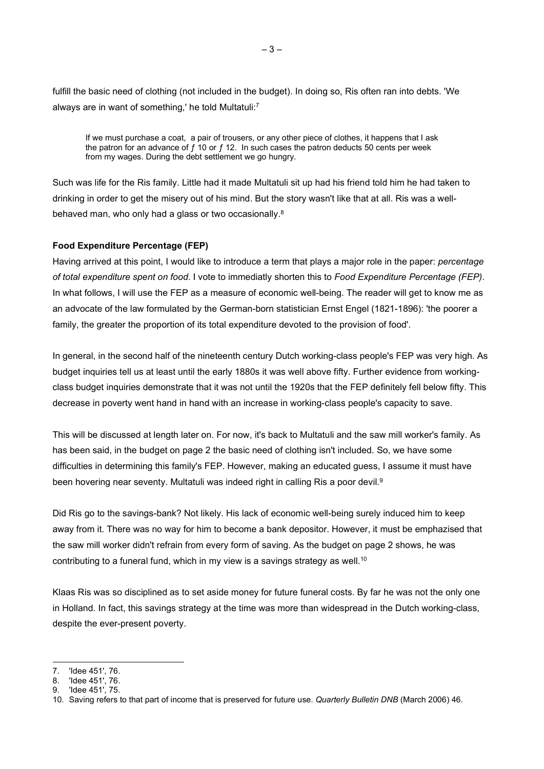fulfill the basic need of clothing (not included in the budget). In doing so, Ris often ran into debts. 'We always are in want of something,' he told Multatuli:[7]

> If we must purchase a coat, a pair of trousers, or any other piece of clothes, it happens that I ask the patron for an advance of *ƒ* 10 or *ƒ* 12. In such cases the patron deducts 50 cents per week from my wages. During the debt settlement we go hungry.

Such was life for the Ris family. Little had it made Multatuli sit up had his friend told him he had taken to drinking in order to get the misery out of his mind. But the story wasn't like that at all. Ris was a well-behaved man, who only had a glass or two occasionally.[8]

**Food Expenditure Percentage (FEP)**

Having arrived at this point, I would like to introduce a term that plays a major role in the paper: *percentage of total expenditure spent on food*. I vote to immediatly shorten this to *Food Expenditure Percentage (FEP)*. In what follows, I will use the FEP as a measure of economic well-being. The reader will get to know me as an advocate of the law formulated by the German-born statistician Ernst Engel (1821-1896): 'the poorer a family, the greater the proportion of its total expenditure devoted to the provision of food'.

In general, in the second half of the nineteenth century Dutch working-class people's FEP was very high. As budget inquiries tell us at least until the early 1880s it was well above fifty. Further evidence from working-class budget inquiries demonstrate that it was not until the 1920s that the FEP definitely fell below fifty. This decrease in poverty went hand in hand with an increase in working-class people's capacity to save.

This will be discussed at length later on. For now, it's back to Multatuli and the saw mill worker's family. As has been said, in the budget on page 2 the basic need of clothing isn't included. So, we have some difficulties in determining this family's FEP. However, making an educated guess, I assume it must have been hovering near seventy. Multatuli was indeed right in calling Ris a poor devil.[9]

Did Ris go to the savings-bank? Not likely. His lack of economic well-being surely induced him to keep away from it. There was no way for him to become a bank depositor. However, it must be emphazised that the saw mill worker didn't refrain from every form of saving. As the budget on page 2 shows, he was contributing to a funeral fund, which in my view is a savings strategy as well.[10]

Klaas Ris was so disciplined as to set aside money for future funeral costs. By far he was not the only one in Holland. In fact, this savings strategy at the time was more than widespread in the Dutch working-class, despite the ever-present poverty.

---

7. 'Idee 451', 76.
8. 'Idee 451', 76.
9. 'Idee 451', 75.
10. Saving refers to that part of income that is preserved for future use. *Quarterly Bulletin DNB* (March 2006) 46.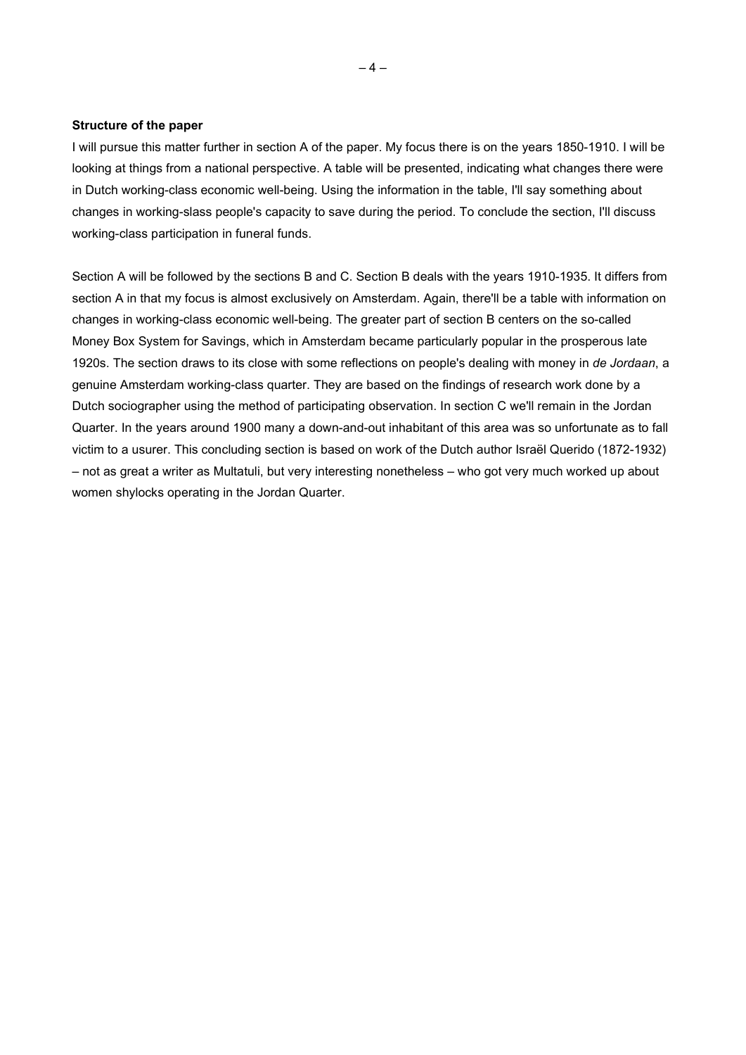**Structure of the paper**

I will pursue this matter further in section A of the paper. My focus there is on the years 1850-1910. I will be looking at things from a national perspective. A table will be presented, indicating what changes there were in Dutch working-class economic well-being. Using the information in the table, I'll say something about changes in working-slass people's capacity to save during the period. To conclude the section, I'll discuss working-class participation in funeral funds.

Section A will be followed by the sections B and C. Section B deals with the years 1910-1935. It differs from section A in that my focus is almost exclusively on Amsterdam. Again, there'll be a table with information on changes in working-class economic well-being. The greater part of section B centers on the so-called Money Box System for Savings, which in Amsterdam became particularly popular in the prosperous late 1920s. The section draws to its close with some reflections on people's dealing with money in *de Jordaan*, a genuine Amsterdam working-class quarter. They are based on the findings of research work done by a Dutch sociographer using the method of participating observation. In section C we'll remain in the Jordan Quarter. In the years around 1900 many a down-and-out inhabitant of this area was so unfortunate as to fall victim to a usurer. This concluding section is based on work of the Dutch author Israël Querido (1872-1932) – not as great a writer as Multatuli, but very interesting nonetheless – who got very much worked up about women shylocks operating in the Jordan Quarter.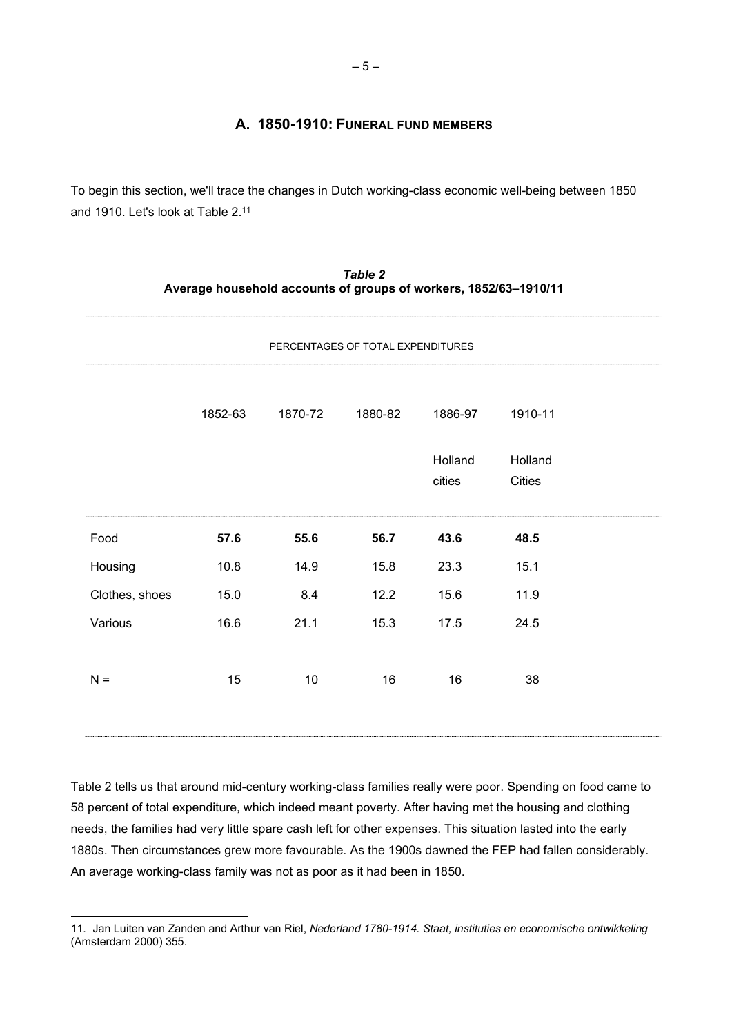## A. 1850-1910: Funeral Fund Members

To begin this section, we'll trace the changes in Dutch working-class economic well-being between 1850 and 1910. Let's look at Table 2.[11]

***Table 2***
**Average household accounts of groups of workers, 1852/63–1910/11**

| PERCENTAGES OF TOTAL EXPENDITURES | | | | | |
|---|---|---|---|---|---|
| | 1852-63 | 1870-72 | 1880-82 | 1886-97 Holland cities | 1910-11 Holland Cities |
| Food | **57.6** | **55.6** | **56.7** | **43.6** | **48.5** |
| Housing | 10.8 | 14.9 | 15.8 | 23.3 | 15.1 |
| Clothes, shoes | 15.0 | 8.4 | 12.2 | 15.6 | 11.9 |
| Various | 16.6 | 21.1 | 15.3 | 17.5 | 24.5 |
| N = | 15 | 10 | 16 | 16 | 38 |

Table 2 tells us that around mid-century working-class families really were poor. Spending on food came to 58 percent of total expenditure, which indeed meant poverty. After having met the housing and clothing needs, the families had very little spare cash left for other expenses. This situation lasted into the early 1880s. Then circumstances grew more favourable. As the 1900s dawned the FEP had fallen considerably. An average working-class family was not as poor as it had been in 1850.

11. Jan Luiten van Zanden and Arthur van Riel, *Nederland 1780-1914. Staat, instituties en economische ontwikkeling* (Amsterdam 2000) 355.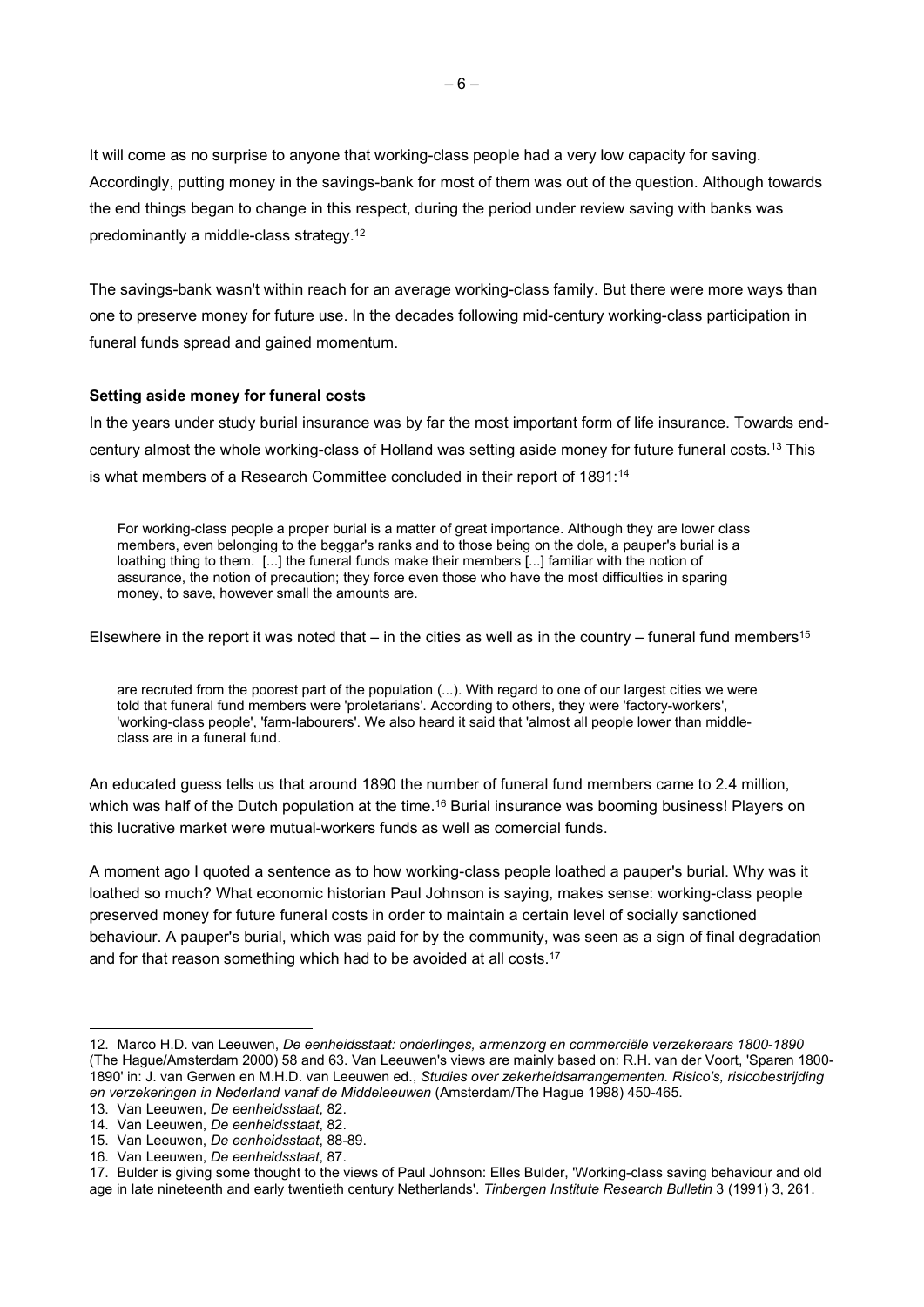It will come as no surprise to anyone that working-class people had a very low capacity for saving. Accordingly, putting money in the savings-bank for most of them was out of the question. Although towards the end things began to change in this respect, during the period under review saving with banks was predominantly a middle-class strategy.[12]

The savings-bank wasn't within reach for an average working-class family. But there were more ways than one to preserve money for future use. In the decades following mid-century working-class participation in funeral funds spread and gained momentum.

**Setting aside money for funeral costs**

In the years under study burial insurance was by far the most important form of life insurance. Towards end-century almost the whole working-class of Holland was setting aside money for future funeral costs.[13] This is what members of a Research Committee concluded in their report of 1891:[14]

> For working-class people a proper burial is a matter of great importance. Although they are lower class members, even belonging to the beggar's ranks and to those being on the dole, a pauper's burial is a loathing thing to them. [...] the funeral funds make their members [...] familiar with the notion of assurance, the notion of precaution; they force even those who have the most difficulties in sparing money, to save, however small the amounts are.

Elsewhere in the report it was noted that – in the cities as well as in the country – funeral fund members[15]

> are recruted from the poorest part of the population (...). With regard to one of our largest cities we were told that funeral fund members were 'proletarians'. According to others, they were 'factory-workers', 'working-class people', 'farm-labourers'. We also heard it said that 'almost all people lower than middle-class are in a funeral fund.

An educated guess tells us that around 1890 the number of funeral fund members came to 2.4 million, which was half of the Dutch population at the time.[16] Burial insurance was booming business! Players on this lucrative market were mutual-workers funds as well as comercial funds.

A moment ago I quoted a sentence as to how working-class people loathed a pauper's burial. Why was it loathed so much? What economic historian Paul Johnson is saying, makes sense: working-class people preserved money for future funeral costs in order to maintain a certain level of socially sanctioned behaviour. A pauper's burial, which was paid for by the community, was seen as a sign of final degradation and for that reason something which had to be avoided at all costs.[17]

---

12. Marco H.D. van Leeuwen, *De eenheidsstaat: onderlinges, armenzorg en commerciële verzekeraars 1800-1890* (The Hague/Amsterdam 2000) 58 and 63. Van Leeuwen's views are mainly based on: R.H. van der Voort, 'Sparen 1800-1890' in: J. van Gerwen en M.H.D. van Leeuwen ed., *Studies over zekerheidsarrangementen. Risico's, risicobestrijding en verzekeringen in Nederland vanaf de Middeleeuwen* (Amsterdam/The Hague 1998) 450-465.
13. Van Leeuwen, *De eenheidsstaat*, 82.
14. Van Leeuwen, *De eenheidsstaat*, 82.
15. Van Leeuwen, *De eenheidsstaat*, 88-89.
16. Van Leeuwen, *De eenheidsstaat*, 87.
17. Bulder is giving some thought to the views of Paul Johnson: Elles Bulder, 'Working-class saving behaviour and old age in late nineteenth and early twentieth century Netherlands'. *Tinbergen Institute Research Bulletin* 3 (1991) 3, 261.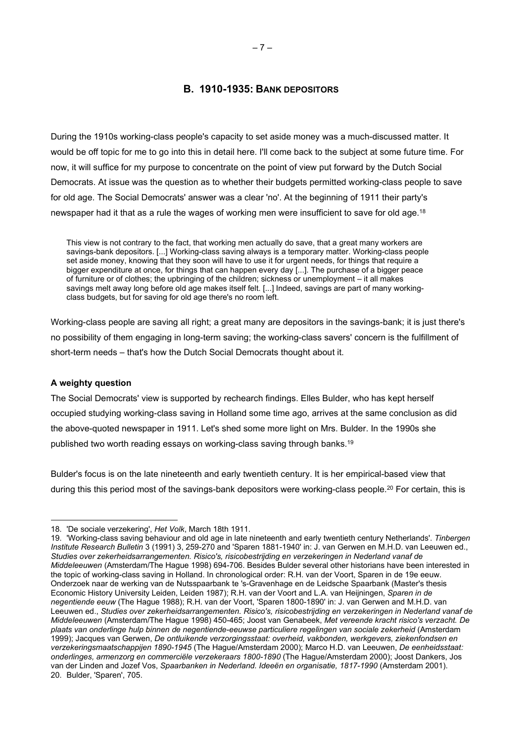## B. 1910-1935: BANK DEPOSITORS

During the 1910s working-class people's capacity to set aside money was a much-discussed matter. It would be off topic for me to go into this in detail here. I'll come back to the subject at some future time. For now, it will suffice for my purpose to concentrate on the point of view put forward by the Dutch Social Democrats. At issue was the question as to whether their budgets permitted working-class people to save for old age. The Social Democrats' answer was a clear 'no'. At the beginning of 1911 their party's newspaper had it that as a rule the wages of working men were insufficient to save for old age.[18]

> This view is not contrary to the fact, that working men actually do save, that a great many workers are savings-bank depositors. [...] Working-class saving always is a temporary matter. Working-class people set aside money, knowing that they soon will have to use it for urgent needs, for things that require a bigger expenditure at once, for things that can happen every day [...]. The purchase of a bigger peace of furniture or of clothes; the upbringing of the children; sickness or unemployment – it all makes savings melt away long before old age makes itself felt. [...] Indeed, savings are part of many working-class budgets, but for saving for old age there's no room left.

Working-class people are saving all right; a great many are depositors in the savings-bank; it is just there's no possibility of them engaging in long-term saving; the working-class savers' concern is the fulfillment of short-term needs – that's how the Dutch Social Democrats thought about it.

**A weighty question**

The Social Democrats' view is supported by rechearch findings. Elles Bulder, who has kept herself occupied studying working-class saving in Holland some time ago, arrives at the same conclusion as did the above-quoted newspaper in 1911. Let's shed some more light on Mrs. Bulder. In the 1990s she published two worth reading essays on working-class saving through banks.[19]

Bulder's focus is on the late nineteenth and early twentieth century. It is her empirical-based view that during this this period most of the savings-bank depositors were working-class people.[20] For certain, this is

---

18. 'De sociale verzekering', *Het Volk*, March 18th 1911.

19. 'Working-class saving behaviour and old age in late nineteenth and early twentieth century Netherlands'. *Tinbergen Institute Research Bulletin* 3 (1991) 3, 259-270 and 'Sparen 1881-1940' in: J. van Gerwen en M.H.D. van Leeuwen ed., *Studies over zekerheidsarrangementen. Risico's, risicobestrijding en verzekeringen in Nederland vanaf de Middeleeuwen* (Amsterdam/The Hague 1998) 694-706. Besides Bulder several other historians have been interested in the topic of working-class saving in Holland. In chronological order: R.H. van der Voort, Sparen in de 19e eeuw. Onderzoek naar de werking van de Nutsspaarbank te 's-Gravenhage en de Leidsche Spaarbank (Master's thesis Economic History University Leiden, Leiden 1987); R.H. van der Voort and L.A. van Heijningen, *Sparen in de negentiende eeuw* (The Hague 1988); R.H. van der Voort, 'Sparen 1800-1890' in: J. van Gerwen and M.H.D. van Leeuwen ed., *Studies over zekerheidsarrangementen. Risico's, risicobestrijding en verzekeringen in Nederland vanaf de Middeleeuwen* (Amsterdam/The Hague 1998) 450-465; Joost van Genabeek, *Met vereende kracht risico's verzacht. De plaats van onderlinge hulp binnen de negentiende-eeuwse particuliere regelingen van sociale zekerheid* (Amsterdam 1999); Jacques van Gerwen, *De ontluikende verzorgingsstaat: overheid, vakbonden, werkgevers, ziekenfondsen en verzekeringsmaatschappijen 1890-1945* (The Hague/Amsterdam 2000); Marco H.D. van Leeuwen, *De eenheidsstaat: onderlinges, armenzorg en commerciële verzekeraars 1800-1890* (The Hague/Amsterdam 2000); Joost Dankers, Jos van der Linden and Jozef Vos, *Spaarbanken in Nederland. Ideeën en organisatie, 1817-1990* (Amsterdam 2001).

20. Bulder, 'Sparen', 705.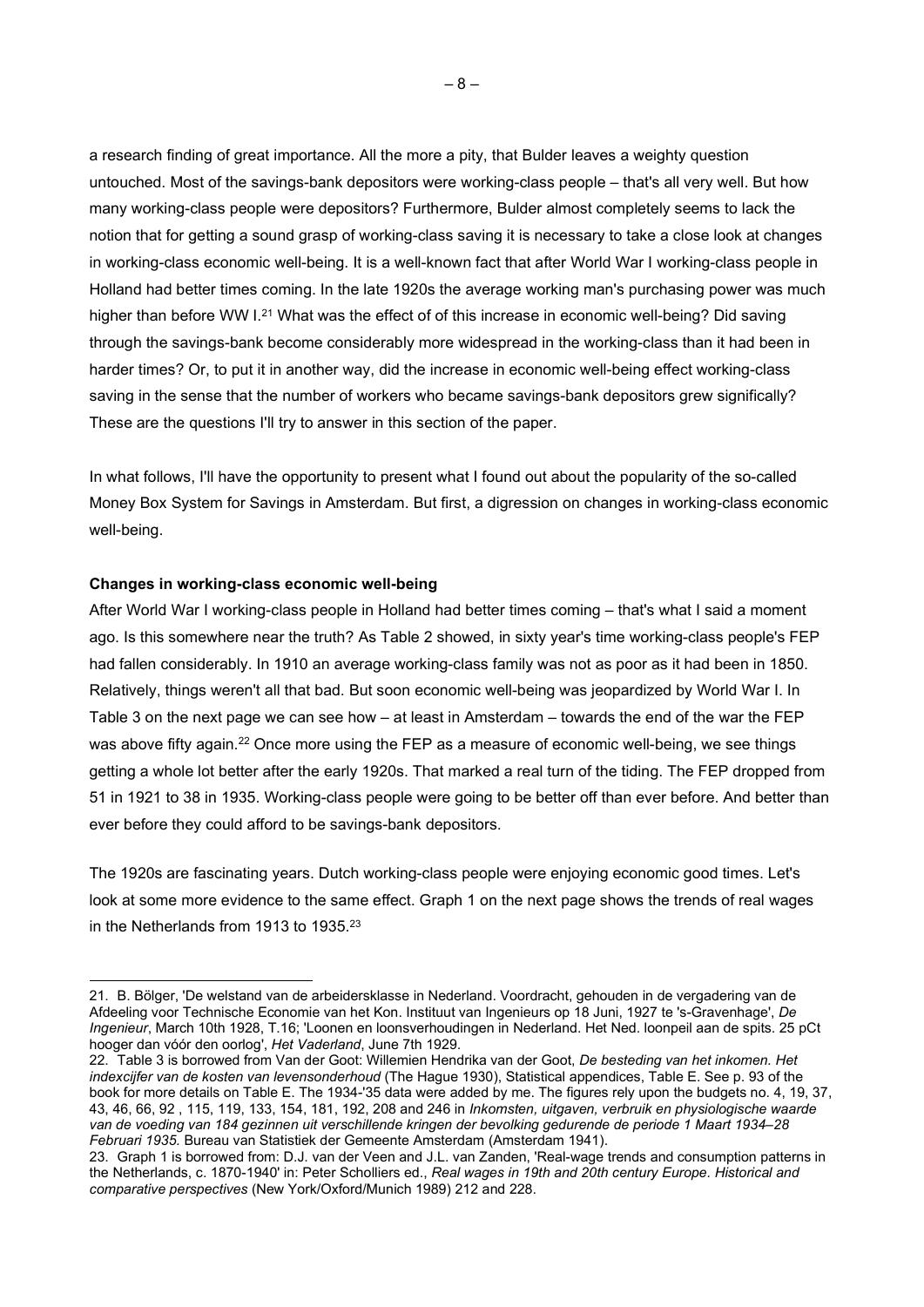a research finding of great importance. All the more a pity, that Bulder leaves a weighty question untouched. Most of the savings-bank depositors were working-class people – that's all very well. But how many working-class people were depositors? Furthermore, Bulder almost completely seems to lack the notion that for getting a sound grasp of working-class saving it is necessary to take a close look at changes in working-class economic well-being. It is a well-known fact that after World War I working-class people in Holland had better times coming. In the late 1920s the average working man's purchasing power was much higher than before WW I.[21] What was the effect of of this increase in economic well-being? Did saving through the savings-bank become considerably more widespread in the working-class than it had been in harder times? Or, to put it in another way, did the increase in economic well-being effect working-class saving in the sense that the number of workers who became savings-bank depositors grew significantly? These are the questions I'll try to answer in this section of the paper.

In what follows, I'll have the opportunity to present what I found out about the popularity of the so-called Money Box System for Savings in Amsterdam. But first, a digression on changes in working-class economic well-being.

**Changes in working-class economic well-being**

After World War I working-class people in Holland had better times coming – that's what I said a moment ago. Is this somewhere near the truth? As Table 2 showed, in sixty year's time working-class people's FEP had fallen considerably. In 1910 an average working-class family was not as poor as it had been in 1850. Relatively, things weren't all that bad. But soon economic well-being was jeopardized by World War I. In Table 3 on the next page we can see how – at least in Amsterdam – towards the end of the war the FEP was above fifty again.[22] Once more using the FEP as a measure of economic well-being, we see things getting a whole lot better after the early 1920s. That marked a real turn of the tiding. The FEP dropped from 51 in 1921 to 38 in 1935. Working-class people were going to be better off than ever before. And better than ever before they could afford to be savings-bank depositors.

The 1920s are fascinating years. Dutch working-class people were enjoying economic good times. Let's look at some more evidence to the same effect. Graph 1 on the next page shows the trends of real wages in the Netherlands from 1913 to 1935.[23]

---

21. B. Bölger, 'De welstand van de arbeidersklasse in Nederland. Voordracht, gehouden in de vergadering van de Afdeeling voor Technische Economie van het Kon. Instituut van Ingenieurs op 18 Juni, 1927 te 's-Gravenhage', *De Ingenieur*, March 10th 1928, T.16; 'Loonen en loonsverhoudingen in Nederland. Het Ned. loonpeil aan de spits. 25 pCt hooger dan vóór den oorlog', *Het Vaderland*, June 7th 1929.

22. Table 3 is borrowed from Van der Goot: Willemien Hendrika van der Goot, *De besteding van het inkomen. Het indexcijfer van de kosten van levensonderhoud* (The Hague 1930), Statistical appendices, Table E. See p. 93 of the book for more details on Table E. The 1934-'35 data were added by me. The figures rely upon the budgets no. 4, 19, 37, 43, 46, 66, 92 , 115, 119, 133, 154, 181, 192, 208 and 246 in *Inkomsten, uitgaven, verbruik en physiologische waarde van de voeding van 184 gezinnen uit verschillende kringen der bevolking gedurende de periode 1 Maart 1934–28 Februari 1935.* Bureau van Statistiek der Gemeente Amsterdam (Amsterdam 1941).

23. Graph 1 is borrowed from: D.J. van der Veen and J.L. van Zanden, 'Real-wage trends and consumption patterns in the Netherlands, c. 1870-1940' in: Peter Scholliers ed., *Real wages in 19th and 20th century Europe. Historical and comparative perspectives* (New York/Oxford/Munich 1989) 212 and 228.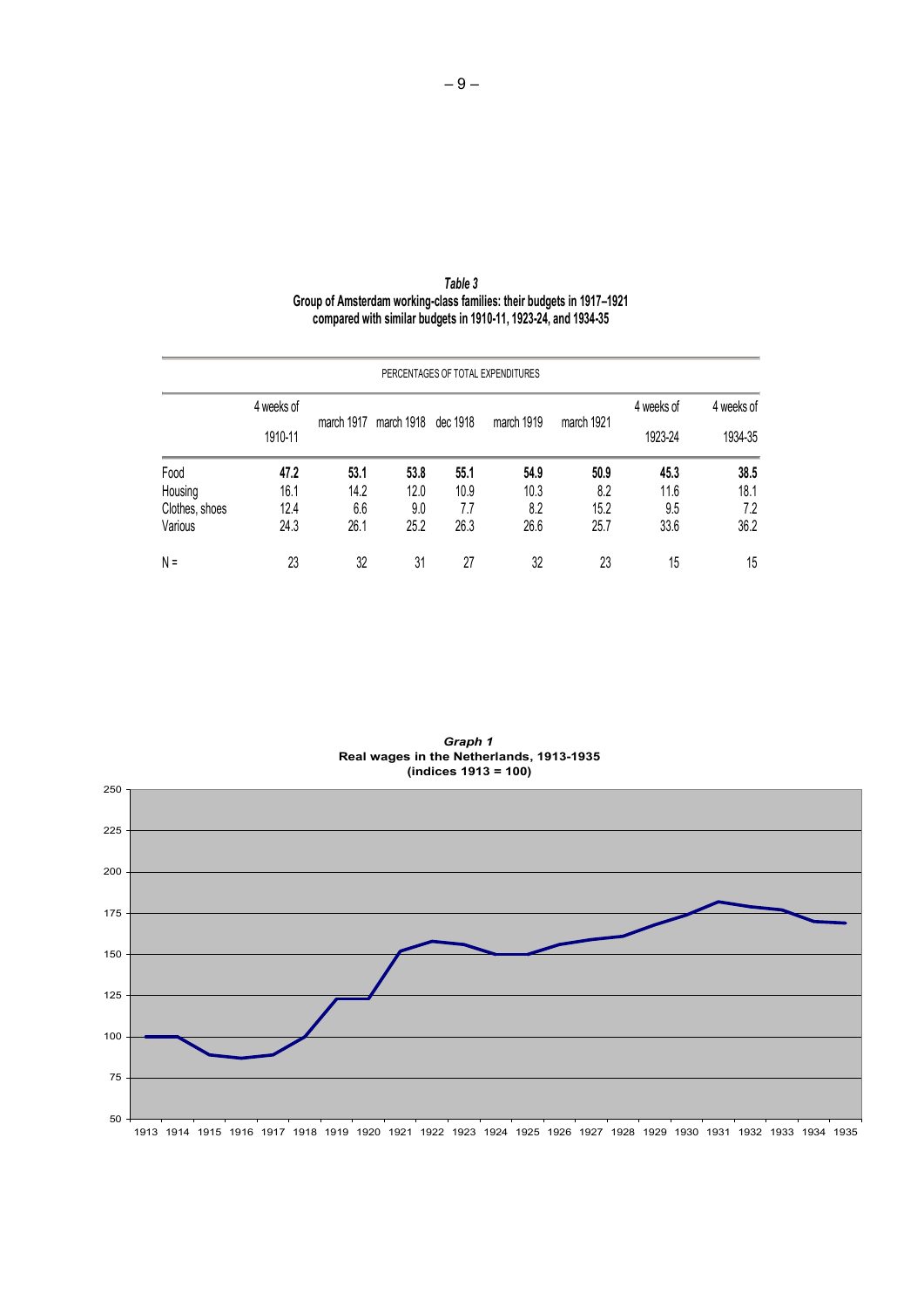*Table 3*
**Group of Amsterdam working-class families: their budgets in 1917–1921 compared with similar budgets in 1910-11, 1923-24, and 1934-35**

| | PERCENTAGES OF TOTAL EXPENDITURES | | | | | | | |
|---|---|---|---|---|---|---|---|---|
| | 4 weeks of 1910-11 | march 1917 | march 1918 | dec 1918 | march 1919 | march 1921 | 4 weeks of 1923-24 | 4 weeks of 1934-35 |
| Food | **47.2** | **53.1** | **53.8** | **55.1** | **54.9** | **50.9** | **45.3** | **38.5** |
| Housing | 16.1 | 14.2 | 12.0 | 10.9 | 10.3 | 8.2 | 11.6 | 18.1 |
| Clothes, shoes | 12.4 | 6.6 | 9.0 | 7.7 | 8.2 | 15.2 | 9.5 | 7.2 |
| Various | 24.3 | 26.1 | 25.2 | 26.3 | 26.6 | 25.7 | 33.6 | 36.2 |
| N = | 23 | 32 | 31 | 27 | 32 | 23 | 15 | 15 |

***Graph 1***
**Real wages in the Netherlands, 1913-1935**
**(indices 1913 = 100)**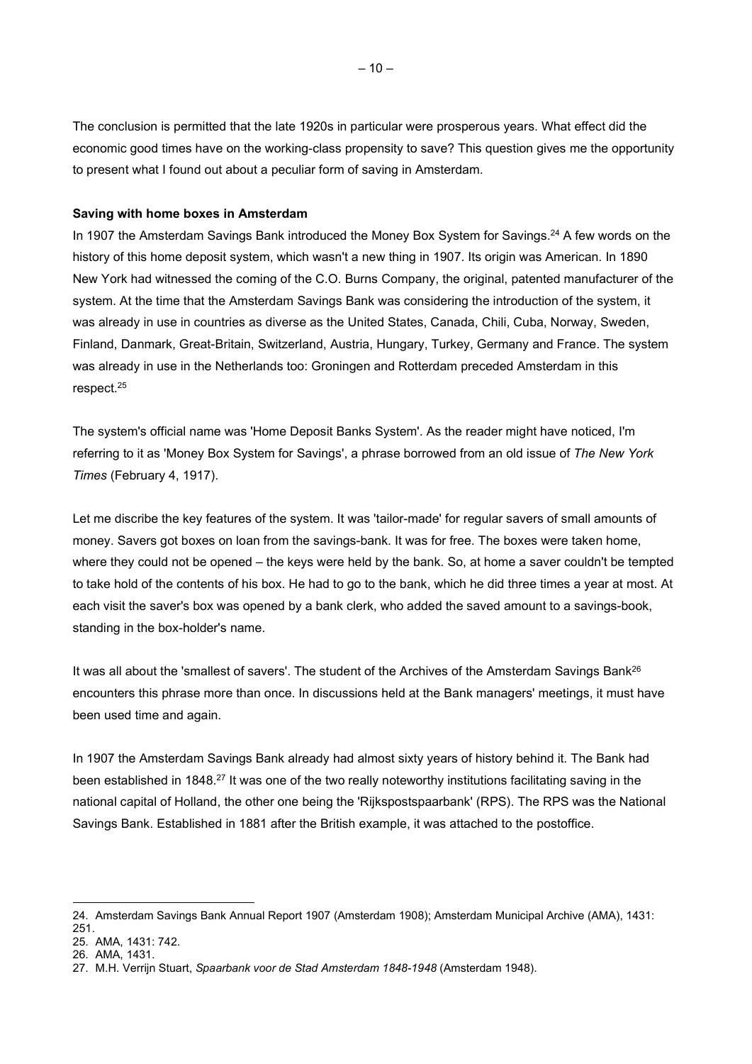The conclusion is permitted that the late 1920s in particular were prosperous years. What effect did the economic good times have on the working-class propensity to save? This question gives me the opportunity to present what I found out about a peculiar form of saving in Amsterdam.

**Saving with home boxes in Amsterdam**

In 1907 the Amsterdam Savings Bank introduced the Money Box System for Savings.[24] A few words on the history of this home deposit system, which wasn't a new thing in 1907. Its origin was American. In 1890 New York had witnessed the coming of the C.O. Burns Company, the original, patented manufacturer of the system. At the time that the Amsterdam Savings Bank was considering the introduction of the system, it was already in use in countries as diverse as the United States, Canada, Chili, Cuba, Norway, Sweden, Finland, Danmark, Great-Britain, Switzerland, Austria, Hungary, Turkey, Germany and France. The system was already in use in the Netherlands too: Groningen and Rotterdam preceded Amsterdam in this respect.[25]

The system's official name was 'Home Deposit Banks System'. As the reader might have noticed, I'm referring to it as 'Money Box System for Savings', a phrase borrowed from an old issue of *The New York Times* (February 4, 1917).

Let me discribe the key features of the system. It was 'tailor-made' for regular savers of small amounts of money. Savers got boxes on loan from the savings-bank. It was for free. The boxes were taken home, where they could not be opened – the keys were held by the bank. So, at home a saver couldn't be tempted to take hold of the contents of his box. He had to go to the bank, which he did three times a year at most. At each visit the saver's box was opened by a bank clerk, who added the saved amount to a savings-book, standing in the box-holder's name.

It was all about the 'smallest of savers'. The student of the Archives of the Amsterdam Savings Bank[26] encounters this phrase more than once. In discussions held at the Bank managers' meetings, it must have been used time and again.

In 1907 the Amsterdam Savings Bank already had almost sixty years of history behind it. The Bank had been established in 1848.[27] It was one of the two really noteworthy institutions facilitating saving in the national capital of Holland, the other one being the 'Rijkspostspaarbank' (RPS). The RPS was the National Savings Bank. Established in 1881 after the British example, it was attached to the postoffice.

24. Amsterdam Savings Bank Annual Report 1907 (Amsterdam 1908); Amsterdam Municipal Archive (AMA), 1431: 251.
25. AMA, 1431: 742.
26. AMA, 1431.
27. M.H. Verrijn Stuart, *Spaarbank voor de Stad Amsterdam 1848-1948* (Amsterdam 1948).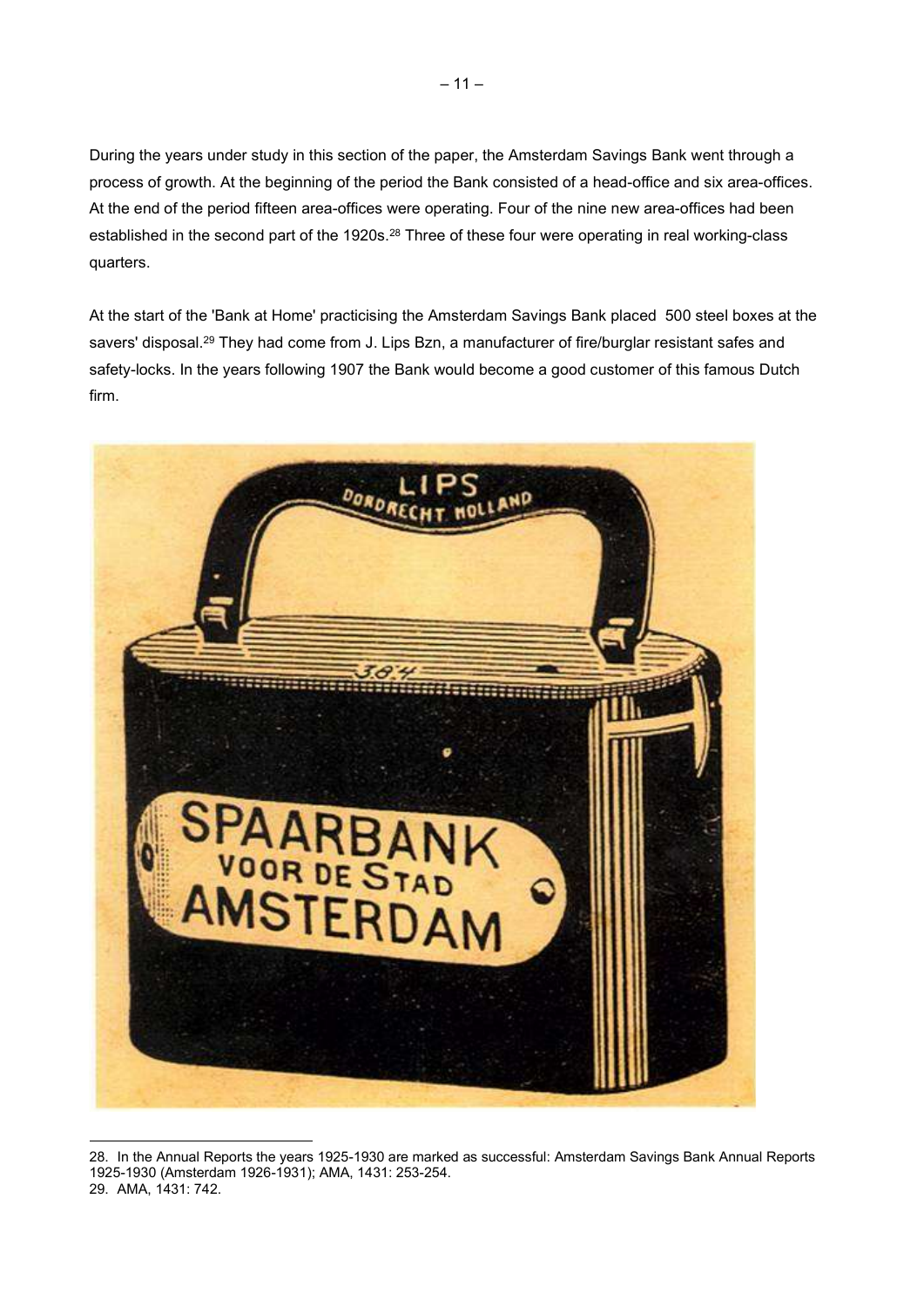During the years under study in this section of the paper, the Amsterdam Savings Bank went through a process of growth. At the beginning of the period the Bank consisted of a head-office and six area-offices. At the end of the period fifteen area-offices were operating. Four of the nine new area-offices had been established in the second part of the 1920s.[28] Three of these four were operating in real working-class quarters.

At the start of the 'Bank at Home' practicising the Amsterdam Savings Bank placed 500 steel boxes at the savers' disposal.[29] They had come from J. Lips Bzn, a manufacturer of fire/burglar resistant safes and safety-locks. In the years following 1907 the Bank would become a good customer of this famous Dutch firm.

28. In the Annual Reports the years 1925-1930 are marked as successful: Amsterdam Savings Bank Annual Reports 1925-1930 (Amsterdam 1926-1931); AMA, 1431: 253-254.

29. AMA, 1431: 742.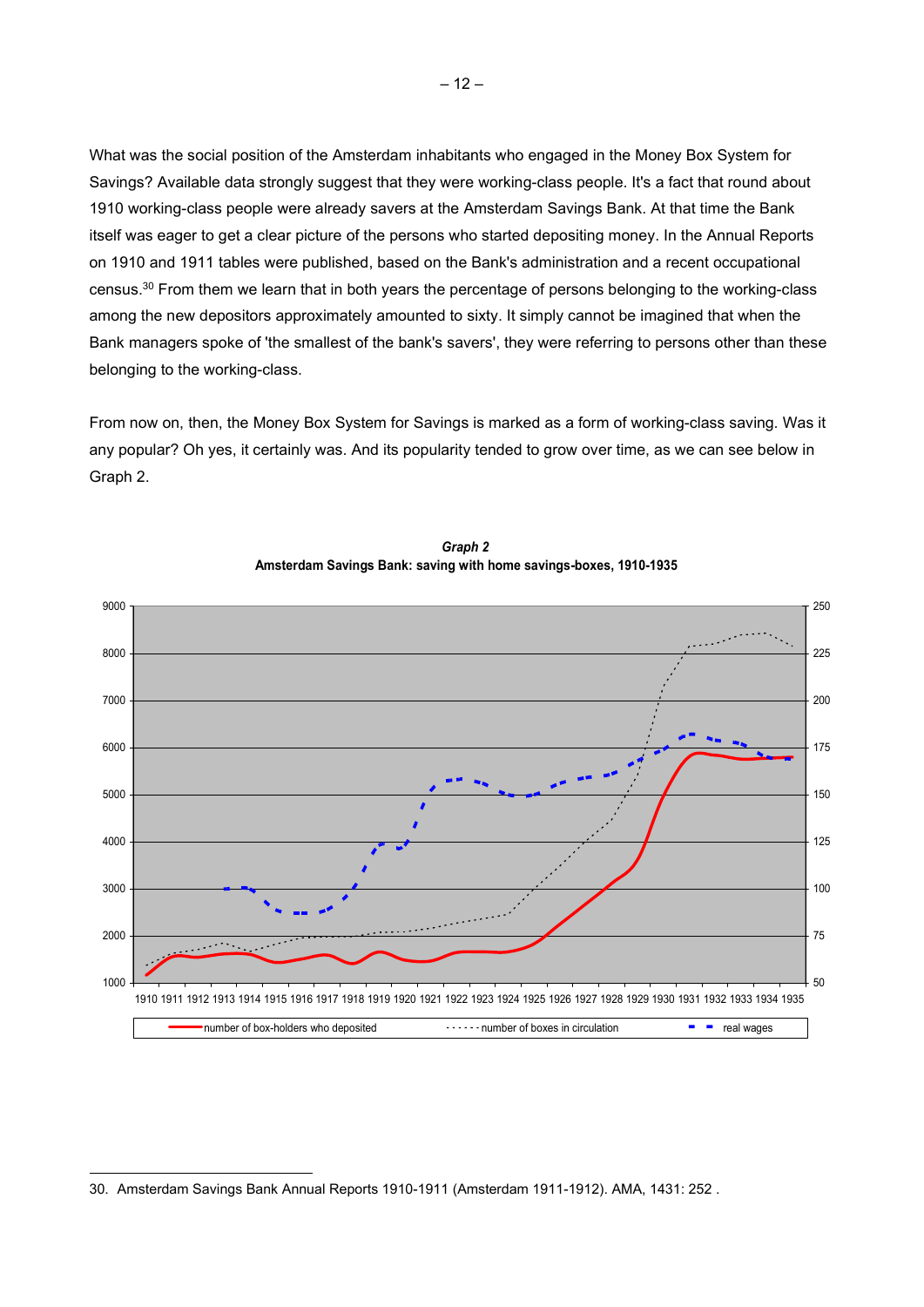What was the social position of the Amsterdam inhabitants who engaged in the Money Box System for Savings? Available data strongly suggest that they were working-class people. It's a fact that round about 1910 working-class people were already savers at the Amsterdam Savings Bank. At that time the Bank itself was eager to get a clear picture of the persons who started depositing money. In the Annual Reports on 1910 and 1911 tables were published, based on the Bank's administration and a recent occupational census.[30] From them we learn that in both years the percentage of persons belonging to the working-class among the new depositors approximately amounted to sixty. It simply cannot be imagined that when the Bank managers spoke of 'the smallest of the bank's savers', they were referring to persons other than these belonging to the working-class.

From now on, then, the Money Box System for Savings is marked as a form of working-class saving. Was it any popular? Oh yes, it certainly was. And its popularity tended to grow over time, as we can see below in Graph 2.

***Graph 2***
**Amsterdam Savings Bank: saving with home savings-boxes, 1910-1935**

---

30. Amsterdam Savings Bank Annual Reports 1910-1911 (Amsterdam 1911-1912). AMA, 1431: 252 .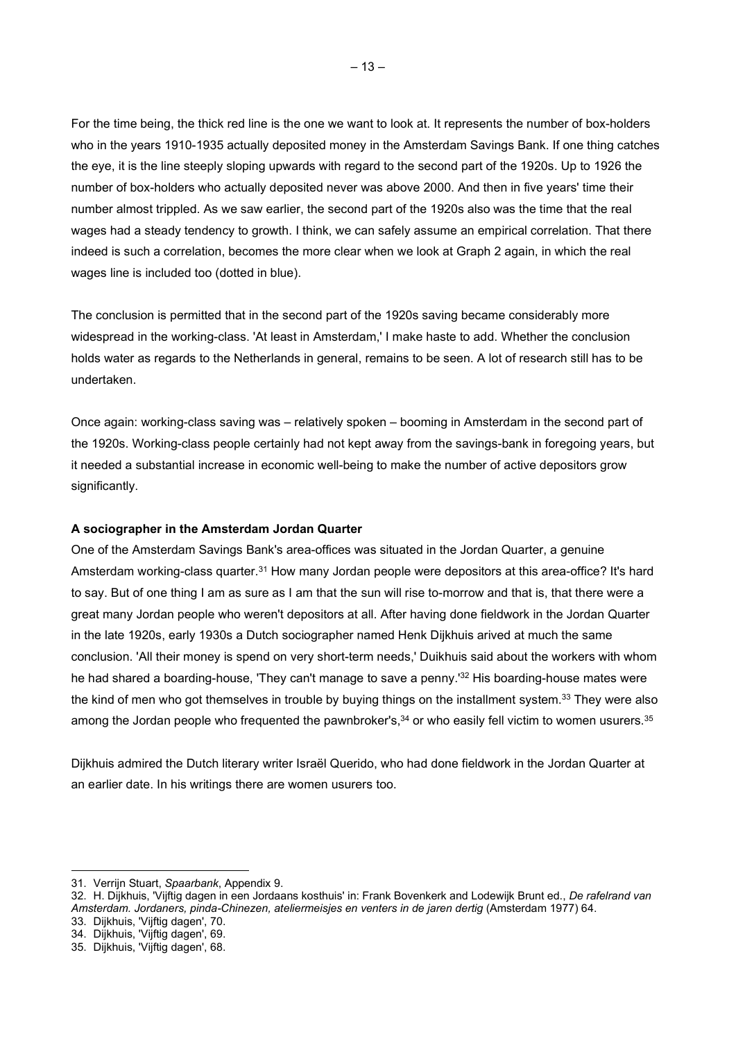For the time being, the thick red line is the one we want to look at. It represents the number of box-holders who in the years 1910-1935 actually deposited money in the Amsterdam Savings Bank. If one thing catches the eye, it is the line steeply sloping upwards with regard to the second part of the 1920s. Up to 1926 the number of box-holders who actually deposited never was above 2000. And then in five years' time their number almost trippled. As we saw earlier, the second part of the 1920s also was the time that the real wages had a steady tendency to growth. I think, we can safely assume an empirical correlation. That there indeed is such a correlation, becomes the more clear when we look at Graph 2 again, in which the real wages line is included too (dotted in blue).

The conclusion is permitted that in the second part of the 1920s saving became considerably more widespread in the working-class. 'At least in Amsterdam,' I make haste to add. Whether the conclusion holds water as regards to the Netherlands in general, remains to be seen. A lot of research still has to be undertaken.

Once again: working-class saving was – relatively spoken – booming in Amsterdam in the second part of the 1920s. Working-class people certainly had not kept away from the savings-bank in foregoing years, but it needed a substantial increase in economic well-being to make the number of active depositors grow significantly.

**A sociographer in the Amsterdam Jordan Quarter**

One of the Amsterdam Savings Bank's area-offices was situated in the Jordan Quarter, a genuine Amsterdam working-class quarter.[31] How many Jordan people were depositors at this area-office? It's hard to say. But of one thing I am as sure as I am that the sun will rise to-morrow and that is, that there were a great many Jordan people who weren't depositors at all. After having done fieldwork in the Jordan Quarter in the late 1920s, early 1930s a Dutch sociographer named Henk Dijkhuis arived at much the same conclusion. 'All their money is spend on very short-term needs,' Duikhuis said about the workers with whom he had shared a boarding-house, 'They can't manage to save a penny.'[32] His boarding-house mates were the kind of men who got themselves in trouble by buying things on the installment system.[33] They were also among the Jordan people who frequented the pawnbroker's,[34] or who easily fell victim to women usurers.[35]

Dijkhuis admired the Dutch literary writer Israël Querido, who had done fieldwork in the Jordan Quarter at an earlier date. In his writings there are women usurers too.

---

31. Verrijn Stuart, *Spaarbank*, Appendix 9.
32. H. Dijkhuis, 'Vijftig dagen in een Jordaans kosthuis' in: Frank Bovenkerk and Lodewijk Brunt ed., *De rafelrand van Amsterdam. Jordaners, pinda-Chinezen, ateliermeisjes en venters in de jaren dertig* (Amsterdam 1977) 64.
33. Dijkhuis, 'Vijftig dagen', 70.
34. Dijkhuis, 'Vijftig dagen', 69.
35. Dijkhuis, 'Vijftig dagen', 68.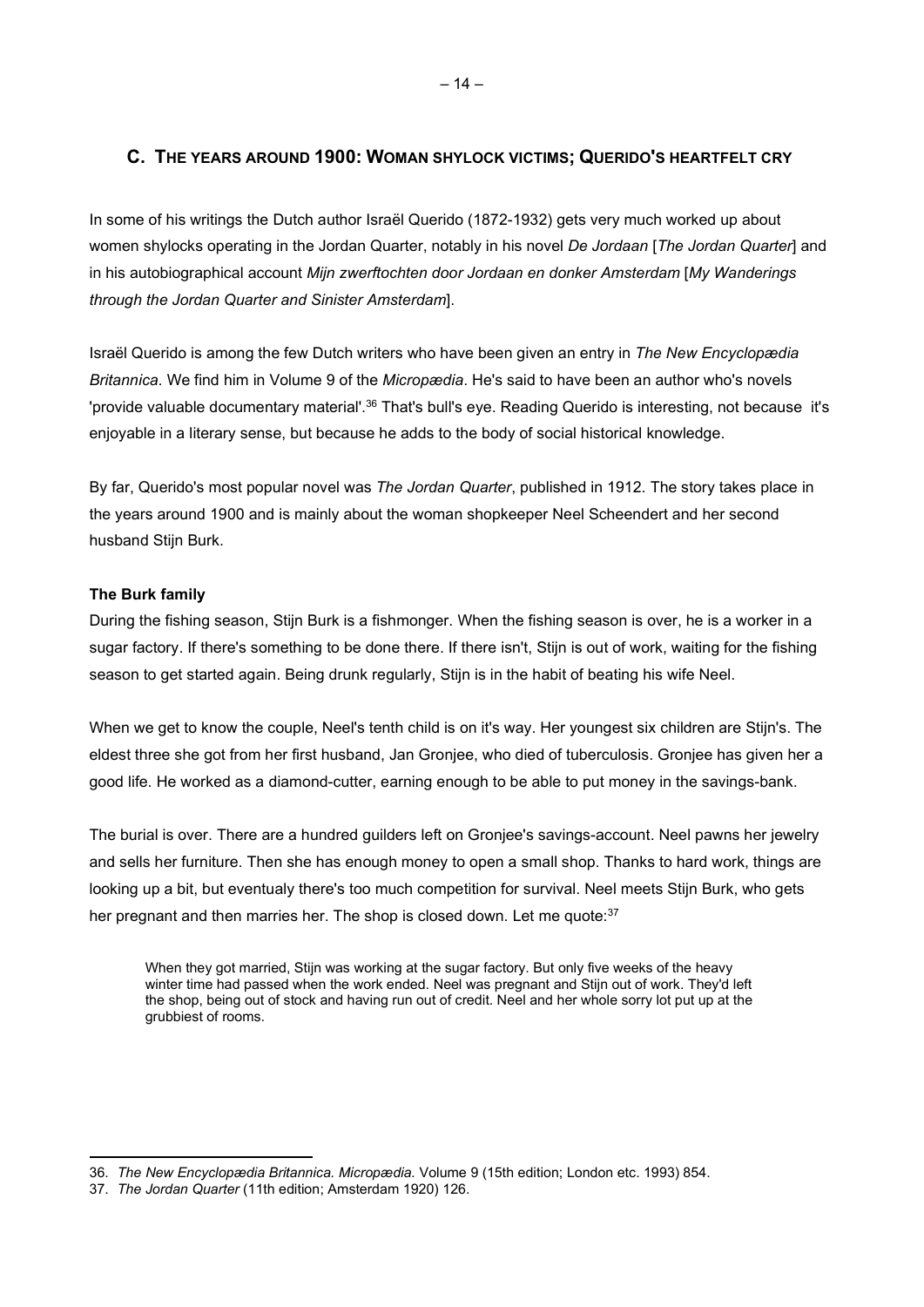## C. THE YEARS AROUND 1900: WOMAN SHYLOCK VICTIMS; QUERIDO'S HEARTFELT CRY

In some of his writings the Dutch author Israël Querido (1872-1932) gets very much worked up about women shylocks operating in the Jordan Quarter, notably in his novel *De Jordaan* [*The Jordan Quarter*] and in his autobiographical account *Mijn zwerftochten door Jordaan en donker Amsterdam* [*My Wanderings through the Jordan Quarter and Sinister Amsterdam*].

Israël Querido is among the few Dutch writers who have been given an entry in *The New Encyclopædia Britannica*. We find him in Volume 9 of the *Micropædia*. He's said to have been an author who's novels 'provide valuable documentary material'.[36] That's bull's eye. Reading Querido is interesting, not because it's enjoyable in a literary sense, but because he adds to the body of social historical knowledge.

By far, Querido's most popular novel was *The Jordan Quarter*, published in 1912. The story takes place in the years around 1900 and is mainly about the woman shopkeeper Neel Scheendert and her second husband Stijn Burk.

### The Burk family

During the fishing season, Stijn Burk is a fishmonger. When the fishing season is over, he is a worker in a sugar factory. If there's something to be done there. If there isn't, Stijn is out of work, waiting for the fishing season to get started again. Being drunk regularly, Stijn is in the habit of beating his wife Neel.

When we get to know the couple, Neel's tenth child is on it's way. Her youngest six children are Stijn's. The eldest three she got from her first husband, Jan Gronjee, who died of tuberculosis. Gronjee has given her a good life. He worked as a diamond-cutter, earning enough to be able to put money in the savings-bank.

The burial is over. There are a hundred guilders left on Gronjee's savings-account. Neel pawns her jewelry and sells her furniture. Then she has enough money to open a small shop. Thanks to hard work, things are looking up a bit, but eventualy there's too much competition for survival. Neel meets Stijn Burk, who gets her pregnant and then marries her. The shop is closed down. Let me quote:[37]

> When they got married, Stijn was working at the sugar factory. But only five weeks of the heavy winter time had passed when the work ended. Neel was pregnant and Stijn out of work. They'd left the shop, being out of stock and having run out of credit. Neel and her whole sorry lot put up at the grubbiest of rooms.

---

36. *The New Encyclopædia Britannica. Micropædia.* Volume 9 (15th edition; London etc. 1993) 854.

37. *The Jordan Quarter* (11th edition; Amsterdam 1920) 126.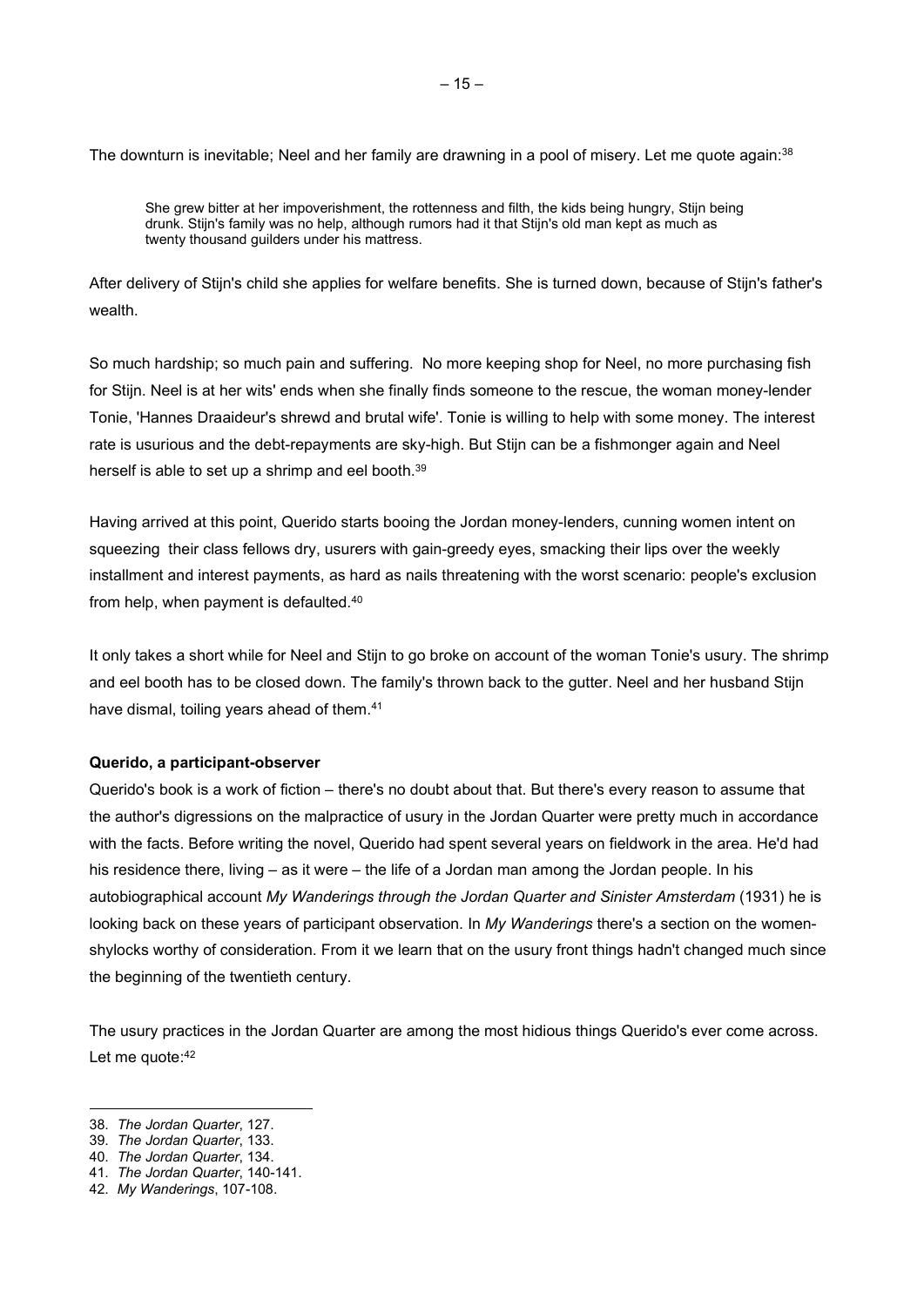The downturn is inevitable; Neel and her family are drawning in a pool of misery. Let me quote again:[38]

> She grew bitter at her impoverishment, the rottenness and filth, the kids being hungry, Stijn being drunk. Stijn's family was no help, although rumors had it that Stijn's old man kept as much as twenty thousand guilders under his mattress.

After delivery of Stijn's child she applies for welfare benefits. She is turned down, because of Stijn's father's wealth.

So much hardship; so much pain and suffering. No more keeping shop for Neel, no more purchasing fish for Stijn. Neel is at her wits' ends when she finally finds someone to the rescue, the woman money-lender Tonie, 'Hannes Draaideur's shrewd and brutal wife'. Tonie is willing to help with some money. The interest rate is usurious and the debt-repayments are sky-high. But Stijn can be a fishmonger again and Neel herself is able to set up a shrimp and eel booth.[39]

Having arrived at this point, Querido starts booing the Jordan money-lenders, cunning women intent on squeezing their class fellows dry, usurers with gain-greedy eyes, smacking their lips over the weekly installment and interest payments, as hard as nails threatening with the worst scenario: people's exclusion from help, when payment is defaulted.[40]

It only takes a short while for Neel and Stijn to go broke on account of the woman Tonie's usury. The shrimp and eel booth has to be closed down. The family's thrown back to the gutter. Neel and her husband Stijn have dismal, toiling years ahead of them.[41]

**Querido, a participant-observer**

Querido's book is a work of fiction – there's no doubt about that. But there's every reason to assume that the author's digressions on the malpractice of usury in the Jordan Quarter were pretty much in accordance with the facts. Before writing the novel, Querido had spent several years on fieldwork in the area. He'd had his residence there, living – as it were – the life of a Jordan man among the Jordan people. In his autobiographical account *My Wanderings through the Jordan Quarter and Sinister Amsterdam* (1931) he is looking back on these years of participant observation. In *My Wanderings* there's a section on the women-shylocks worthy of consideration. From it we learn that on the usury front things hadn't changed much since the beginning of the twentieth century.

The usury practices in the Jordan Quarter are among the most hidious things Querido's ever come across. Let me quote:[42]

---

38. *The Jordan Quarter*, 127.
39. *The Jordan Quarter*, 133.
40. *The Jordan Quarter*, 134.
41. *The Jordan Quarter*, 140-141.
42. *My Wanderings*, 107-108.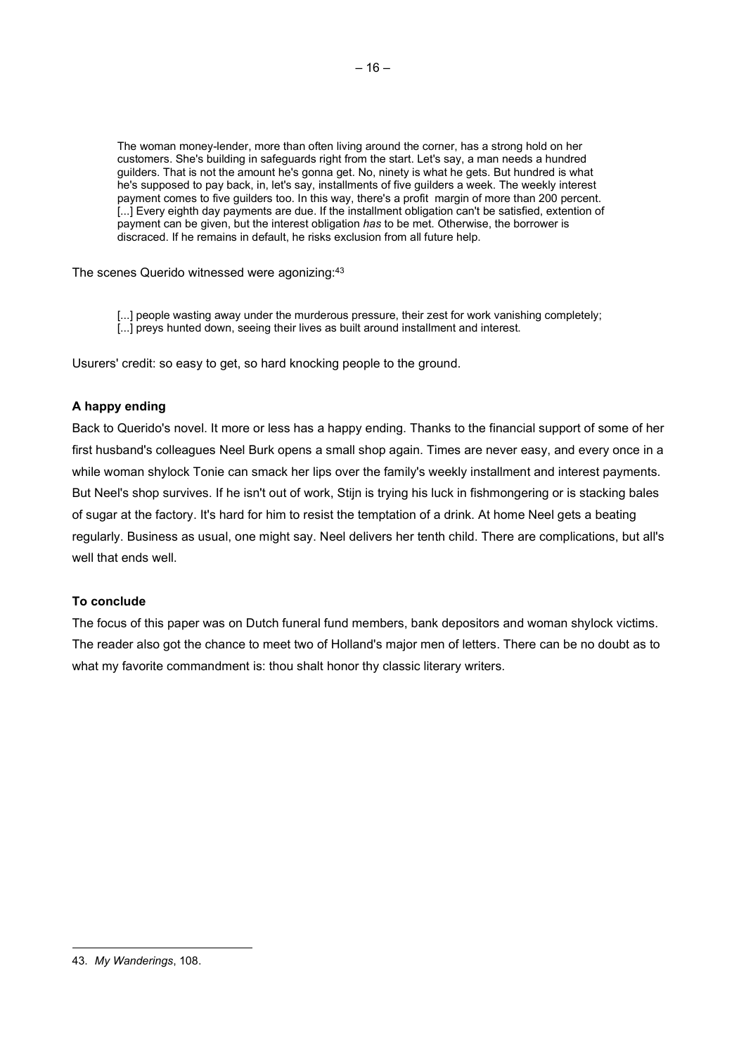> The woman money-lender, more than often living around the corner, has a strong hold on her customers. She's building in safeguards right from the start. Let's say, a man needs a hundred guilders. That is not the amount he's gonna get. No, ninety is what he gets. But hundred is what he's supposed to pay back, in, let's say, installments of five guilders a week. The weekly interest payment comes to five guilders too. In this way, there's a profit margin of more than 200 percent. [...] Every eighth day payments are due. If the installment obligation can't be satisfied, extention of payment can be given, but the interest obligation *has* to be met. Otherwise, the borrower is discraced. If he remains in default, he risks exclusion from all future help.

The scenes Querido witnessed were agonizing:[43]

> [...] people wasting away under the murderous pressure, their zest for work vanishing completely;
> [...] preys hunted down, seeing their lives as built around installment and interest.

Usurers' credit: so easy to get, so hard knocking people to the ground.

**A happy ending**

Back to Querido's novel. It more or less has a happy ending. Thanks to the financial support of some of her first husband's colleagues Neel Burk opens a small shop again. Times are never easy, and every once in a while woman shylock Tonie can smack her lips over the family's weekly installment and interest payments. But Neel's shop survives. If he isn't out of work, Stijn is trying his luck in fishmongering or is stacking bales of sugar at the factory. It's hard for him to resist the temptation of a drink. At home Neel gets a beating regularly. Business as usual, one might say. Neel delivers her tenth child. There are complications, but all's well that ends well.

**To conclude**

The focus of this paper was on Dutch funeral fund members, bank depositors and woman shylock victims. The reader also got the chance to meet two of Holland's major men of letters. There can be no doubt as to what my favorite commandment is: thou shalt honor thy classic literary writers.

---

43. *My Wanderings*, 108.